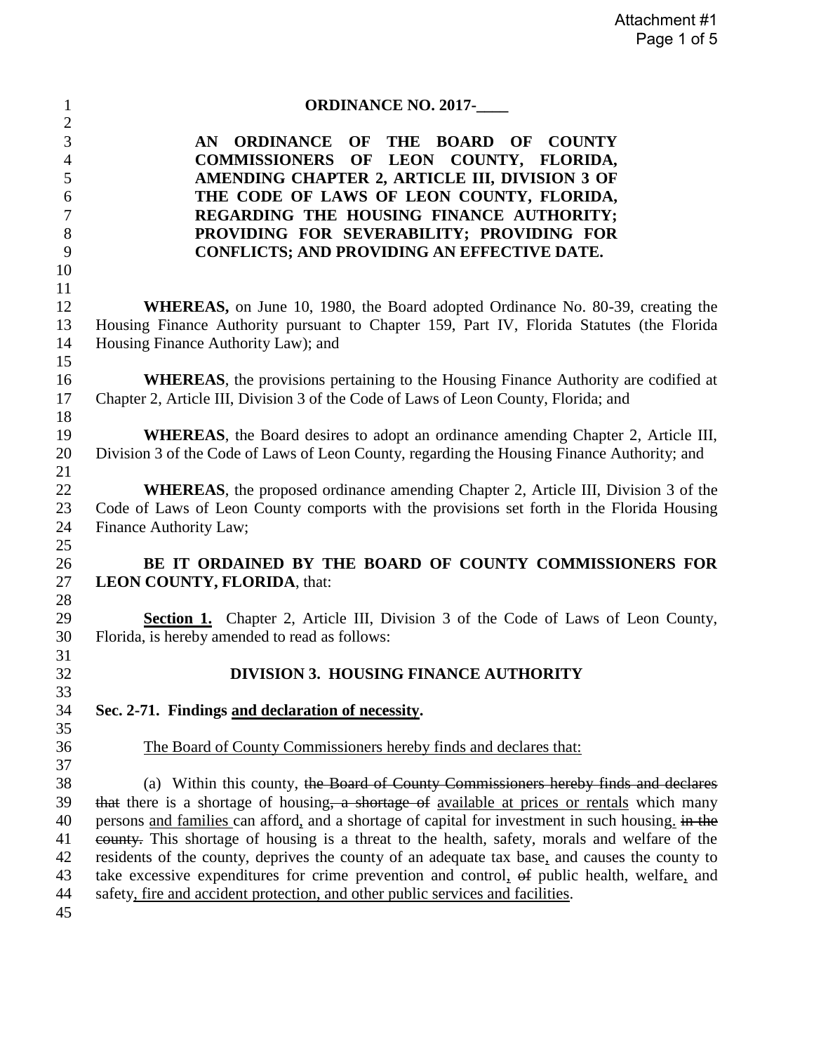# ORDINANCE NO. 2017-____

**AN ORDINANCE OF THE BOARD OF COUNTY COMMISSIONERS OF LEON COUNTY, FLORIDA, AMENDING CHAPTER 2, ARTICLE III, DIVISION 3 OF THE CODE OF LAWS OF LEON COUNTY, FLORIDA, REGARDING THE HOUSING FINANCE AUTHORITY; PROVIDING FOR SEVERABILITY; PROVIDING FOR CONFLICTS; AND PROVIDING AN EFFECTIVE DATE.**

**WHEREAS,** on June 10, 1980, the Board adopted Ordinance No. 80-39, creating the Housing Finance Authority pursuant to Chapter 159, Part IV, Florida Statutes (the Florida Housing Finance Authority Law); and

**WHEREAS**, the provisions pertaining to the Housing Finance Authority are codified at Chapter 2, Article III, Division 3 of the Code of Laws of Leon County, Florida; and

**WHEREAS**, the Board desires to adopt an ordinance amending Chapter 2, Article III, Division 3 of the Code of Laws of Leon County, regarding the Housing Finance Authority; and

**WHEREAS**, the proposed ordinance amending Chapter 2, Article III, Division 3 of the Code of Laws of Leon County comports with the provisions set forth in the Florida Housing Finance Authority Law;

**BE IT ORDAINED BY THE BOARD OF COUNTY COMMISSIONERS FOR LEON COUNTY, FLORIDA**, that:

**Section 1.** Chapter 2, Article III, Division 3 of the Code of Laws of Leon County, Florida, is hereby amended to read as follows:

## DIVISION 3. HOUSING FINANCE AUTHORITY

**Sec. 2-71. Findings and declaration of necessity.**

The Board of County Commissioners hereby finds and declares that:

(a) Within this county, ~~the Board of County Commissioners hereby finds and declares that~~ there is a shortage of housing~~, a shortage of~~ available at prices or rentals which many persons and families can afford, and a shortage of capital for investment in such housing. ~~in the county.~~ This shortage of housing is a threat to the health, safety, morals and welfare of the residents of the county, deprives the county of an adequate tax base, and causes the county to take excessive expenditures for crime prevention and control, ~~of~~ public health, welfare, and safety, fire and accident protection, and other public services and facilities.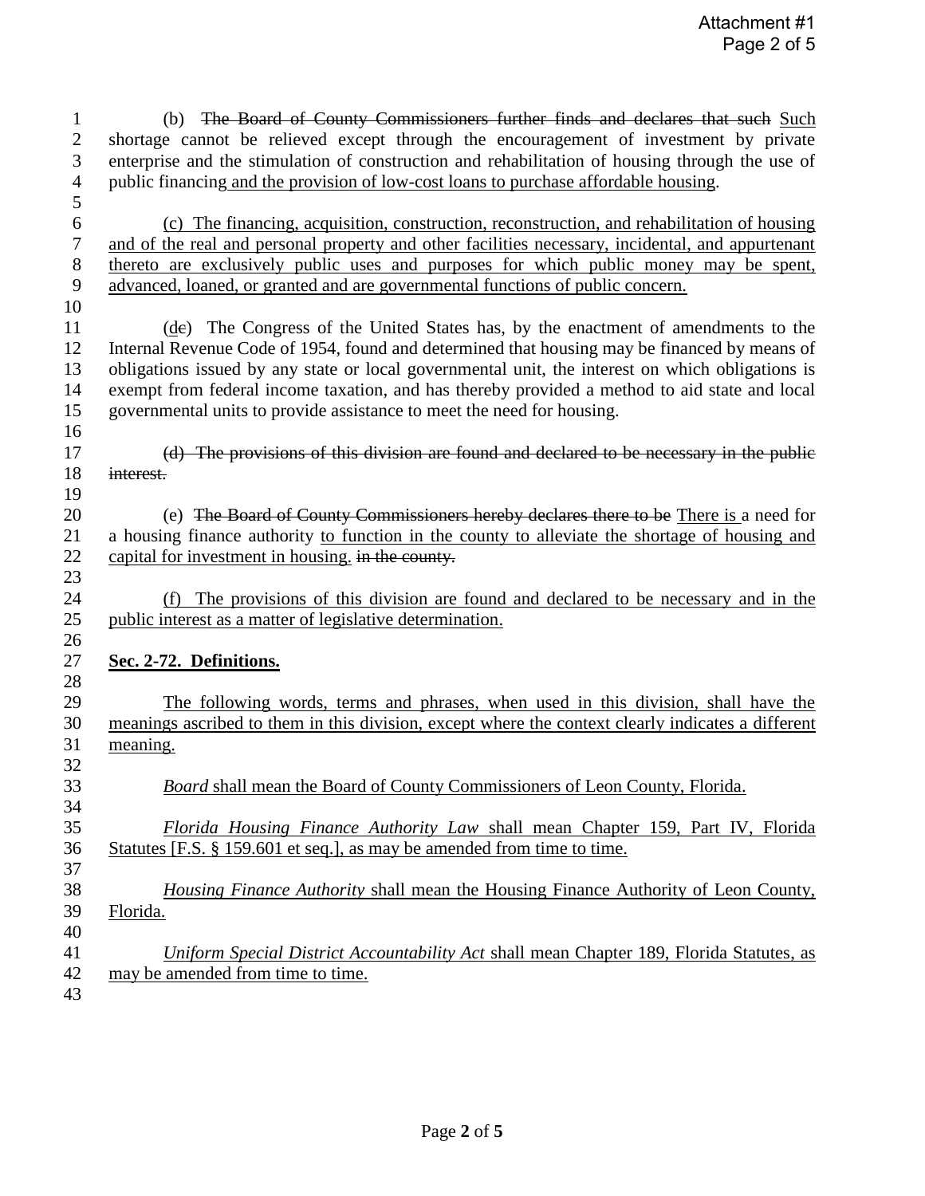(b) ~~The Board of County Commissioners further finds and declares that such~~ <u>Such</u> shortage cannot be relieved except through the encouragement of investment by private enterprise and the stimulation of construction and rehabilitation of housing through the use of public financing <u>and the provision of low-cost loans to purchase affordable housing</u>.

<u>(c) The financing, acquisition, construction, reconstruction, and rehabilitation of housing and of the real and personal property and other facilities necessary, incidental, and appurtenant thereto are exclusively public uses and purposes for which public money may be spent, advanced, loaned, or granted and are governmental functions of public concern.</u>

(<u>d</u>~~c~~) The Congress of the United States has, by the enactment of amendments to the Internal Revenue Code of 1954, found and determined that housing may be financed by means of obligations issued by any state or local governmental unit, the interest on which obligations is exempt from federal income taxation, and has thereby provided a method to aid state and local governmental units to provide assistance to meet the need for housing.

~~(d) The provisions of this division are found and declared to be necessary in the public interest.~~

(e) ~~The Board of County Commissioners hereby declares there to be~~ <u>There is</u> a need for a housing finance authority <u>to function in the county to alleviate the shortage of housing and capital for investment in housing.</u> ~~in the county.~~

<u>(f) The provisions of this division are found and declared to be necessary and in the public interest as a matter of legislative determination.</u>

**<u>Sec. 2-72. Definitions.</u>**

<u>The following words, terms and phrases, when used in this division, shall have the meanings ascribed to them in this division, except where the context clearly indicates a different meaning.</u>

<u>*Board* shall mean the Board of County Commissioners of Leon County, Florida.</u>

<u>*Florida Housing Finance Authority Law* shall mean Chapter 159, Part IV, Florida Statutes [F.S. § 159.601 et seq.], as may be amended from time to time.</u>

<u>*Housing Finance Authority* shall mean the Housing Finance Authority of Leon County, Florida.</u>

<u>*Uniform Special District Accountability Act* shall mean Chapter 189, Florida Statutes, as may be amended from time to time.</u>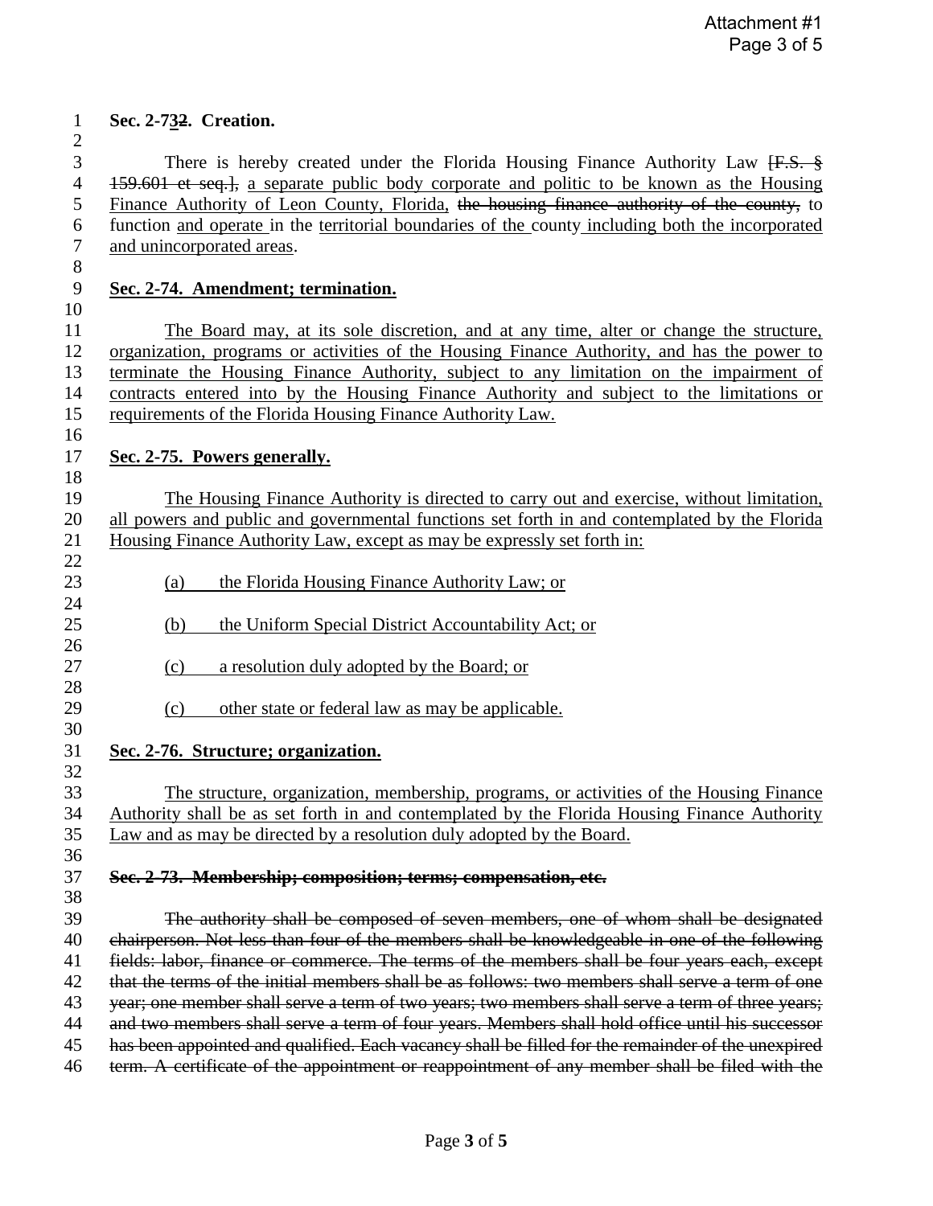**Sec. 2-7~~2~~3. Creation.**

There is hereby created under the Florida Housing Finance Authority Law ~~[F.S. § 159.601 et seq.],~~ a separate public body corporate and politic to be known as the Housing Finance Authority of Leon County, Florida, ~~the housing finance authority of the county,~~ to function and operate in the territorial boundaries of the county including both the incorporated and unincorporated areas.

**Sec. 2-74. Amendment; termination.**

The Board may, at its sole discretion, and at any time, alter or change the structure, organization, programs or activities of the Housing Finance Authority, and has the power to terminate the Housing Finance Authority, subject to any limitation on the impairment of contracts entered into by the Housing Finance Authority and subject to the limitations or requirements of the Florida Housing Finance Authority Law.

**Sec. 2-75. Powers generally.**

The Housing Finance Authority is directed to carry out and exercise, without limitation, all powers and public and governmental functions set forth in and contemplated by the Florida Housing Finance Authority Law, except as may be expressly set forth in:

(a) the Florida Housing Finance Authority Law; or

(b) the Uniform Special District Accountability Act; or

(c) a resolution duly adopted by the Board; or

(c) other state or federal law as may be applicable.

**Sec. 2-76. Structure; organization.**

The structure, organization, membership, programs, or activities of the Housing Finance Authority shall be as set forth in and contemplated by the Florida Housing Finance Authority Law and as may be directed by a resolution duly adopted by the Board.

~~**Sec. 2-73. Membership; composition; terms; compensation, etc.**~~

~~The authority shall be composed of seven members, one of whom shall be designated chairperson. Not less than four of the members shall be knowledgeable in one of the following fields: labor, finance or commerce. The terms of the members shall be four years each, except that the terms of the initial members shall be as follows: two members shall serve a term of one year; one member shall serve a term of two years; two members shall serve a term of three years; and two members shall serve a term of four years. Members shall hold office until his successor has been appointed and qualified. Each vacancy shall be filled for the remainder of the unexpired term. A certificate of the appointment or reappointment of any member shall be filed with the~~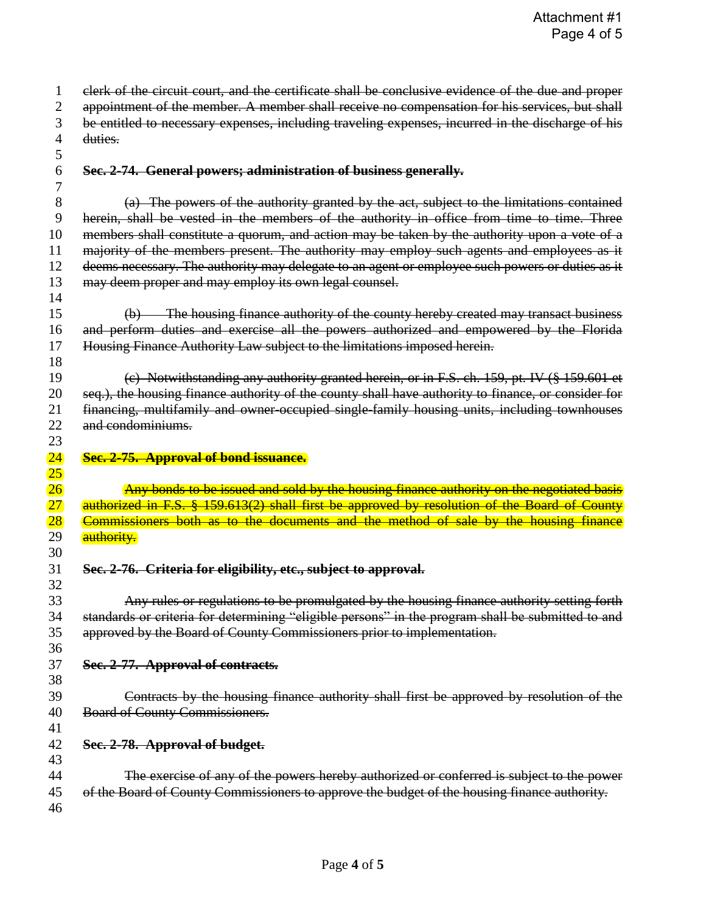~~clerk of the circuit court, and the certificate shall be conclusive evidence of the due and proper appointment of the member. A member shall receive no compensation for his services, but shall be entitled to necessary expenses, including traveling expenses, incurred in the discharge of his duties.~~

~~**Sec. 2-74. General powers; administration of business generally.**~~

~~(a) The powers of the authority granted by the act, subject to the limitations contained herein, shall be vested in the members of the authority in office from time to time. Three members shall constitute a quorum, and action may be taken by the authority upon a vote of a majority of the members present. The authority may employ such agents and employees as it deems necessary. The authority may delegate to an agent or employee such powers or duties as it may deem proper and may employ its own legal counsel.~~

~~(b) The housing finance authority of the county hereby created may transact business and perform duties and exercise all the powers authorized and empowered by the Florida Housing Finance Authority Law subject to the limitations imposed herein.~~

~~(c) Notwithstanding any authority granted herein, or in F.S. ch. 159, pt. IV (§ 159.601 et seq.), the housing finance authority of the county shall have authority to finance, or consider for financing, multifamily and owner-occupied single-family housing units, including townhouses and condominiums.~~

~~**Sec. 2-75. Approval of bond issuance.**~~

~~Any bonds to be issued and sold by the housing finance authority on the negotiated basis authorized in F.S. § 159.613(2) shall first be approved by resolution of the Board of County Commissioners both as to the documents and the method of sale by the housing finance authority.~~

~~**Sec. 2-76. Criteria for eligibility, etc., subject to approval.**~~

~~Any rules or regulations to be promulgated by the housing finance authority setting forth standards or criteria for determining "eligible persons" in the program shall be submitted to and approved by the Board of County Commissioners prior to implementation.~~

~~**Sec. 2-77. Approval of contracts.**~~

~~Contracts by the housing finance authority shall first be approved by resolution of the Board of County Commissioners.~~

~~**Sec. 2-78. Approval of budget.**~~

~~The exercise of any of the powers hereby authorized or conferred is subject to the power of the Board of County Commissioners to approve the budget of the housing finance authority.~~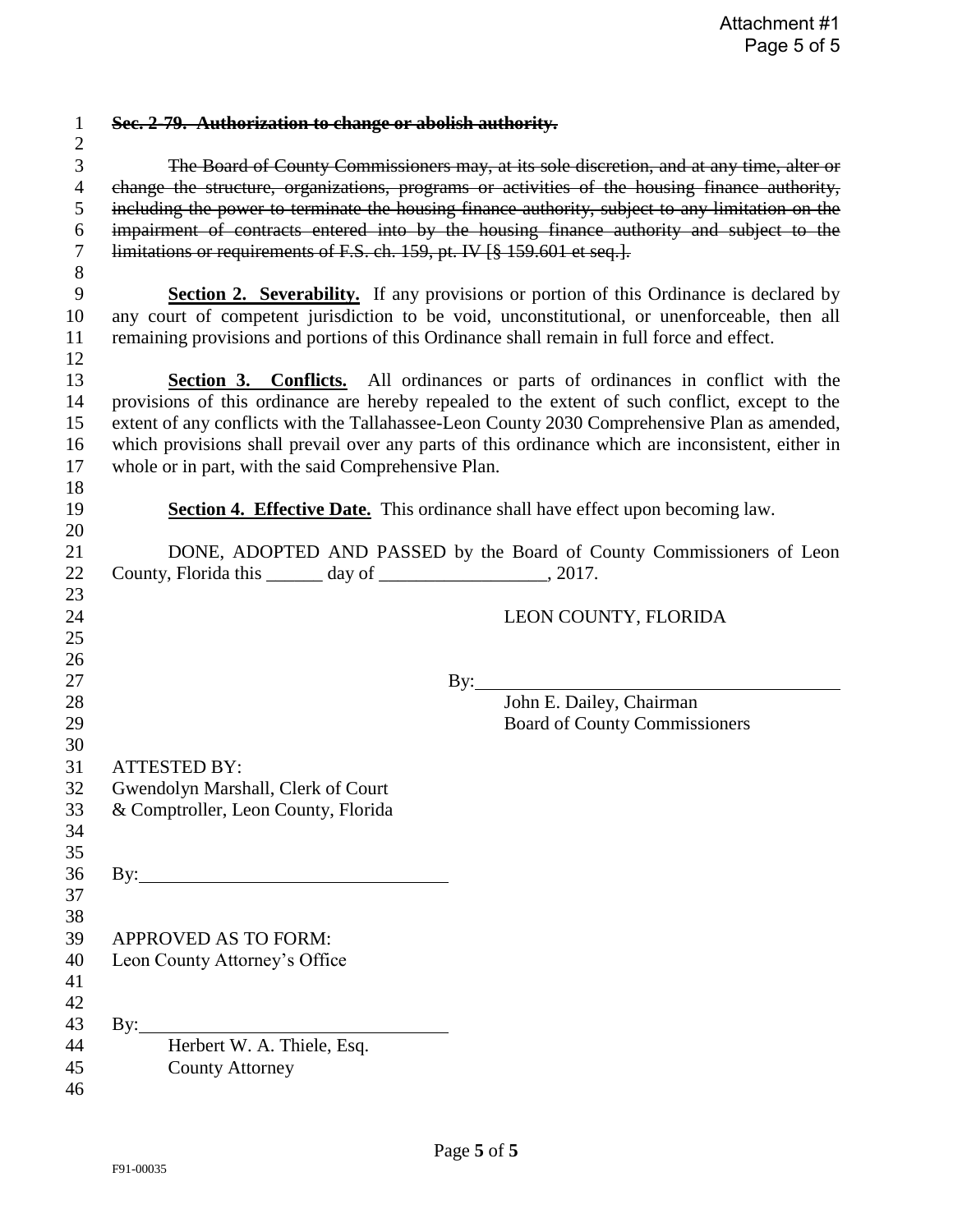~~**Sec. 2-79. Authorization to change or abolish authority.**~~

~~The Board of County Commissioners may, at its sole discretion, and at any time, alter or change the structure, organizations, programs or activities of the housing finance authority, including the power to terminate the housing finance authority, subject to any limitation on the impairment of contracts entered into by the housing finance authority and subject to the limitations or requirements of F.S. ch. 159, pt. IV [§ 159.601 et seq.].~~

**Section 2. Severability.** If any provisions or portion of this Ordinance is declared by any court of competent jurisdiction to be void, unconstitutional, or unenforceable, then all remaining provisions and portions of this Ordinance shall remain in full force and effect.

**Section 3. Conflicts.** All ordinances or parts of ordinances in conflict with the provisions of this ordinance are hereby repealed to the extent of such conflict, except to the extent of any conflicts with the Tallahassee-Leon County 2030 Comprehensive Plan as amended, which provisions shall prevail over any parts of this ordinance which are inconsistent, either in whole or in part, with the said Comprehensive Plan.

**Section 4. Effective Date.** This ordinance shall have effect upon becoming law.

DONE, ADOPTED AND PASSED by the Board of County Commissioners of Leon County, Florida this ______ day of _________________, 2017.

LEON COUNTY, FLORIDA

By: ______________________________________
John E. Dailey, Chairman
Board of County Commissioners

ATTESTED BY:
Gwendolyn Marshall, Clerk of Court
& Comptroller, Leon County, Florida

By: ________________________________

APPROVED AS TO FORM:
Leon County Attorney's Office

By: ________________________________
Herbert W. A. Thiele, Esq.
County Attorney

F91-00035